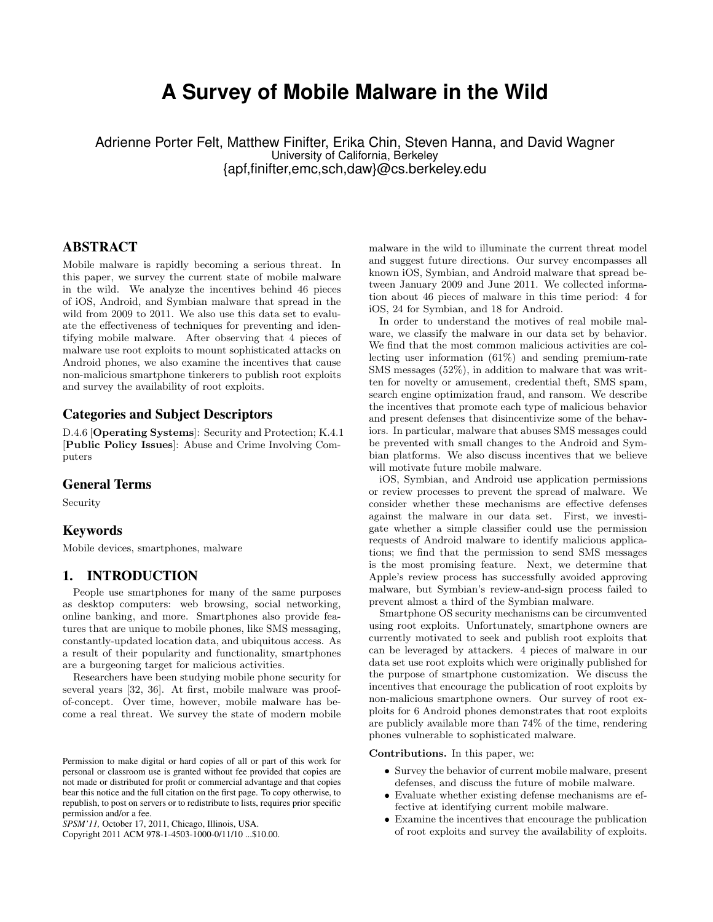# A Survey of Mobile Malware in the Wild

Adrienne Porter Felt, Matthew Finifter, Erika Chin, Steven Hanna, and David Wagner
University of California, Berkeley
{apf,finifter,emc,sch,daw}@cs.berkeley.edu

## ABSTRACT

Mobile malware is rapidly becoming a serious threat. In this paper, we survey the current state of mobile malware in the wild. We analyze the incentives behind 46 pieces of iOS, Android, and Symbian malware that spread in the wild from 2009 to 2011. We also use this data set to evaluate the effectiveness of techniques for preventing and identifying mobile malware. After observing that 4 pieces of malware use root exploits to mount sophisticated attacks on Android phones, we also examine the incentives that cause non-malicious smartphone tinkerers to publish root exploits and survey the availability of root exploits.

### Categories and Subject Descriptors

D.4.6 [**Operating Systems**]: Security and Protection; K.4.1 [**Public Policy Issues**]: Abuse and Crime Involving Computers

### General Terms

Security

### Keywords

Mobile devices, smartphones, malware

## 1. INTRODUCTION

People use smartphones for many of the same purposes as desktop computers: web browsing, social networking, online banking, and more. Smartphones also provide features that are unique to mobile phones, like SMS messaging, constantly-updated location data, and ubiquitous access. As a result of their popularity and functionality, smartphones are a burgeoning target for malicious activities.

Researchers have been studying mobile phone security for several years [32, 36]. At first, mobile malware was proof-of-concept. Over time, however, mobile malware has become a real threat. We survey the state of modern mobile malware in the wild to illuminate the current threat model and suggest future directions. Our survey encompasses all known iOS, Symbian, and Android malware that spread between January 2009 and June 2011. We collected information about 46 pieces of malware in this time period: 4 for iOS, 24 for Symbian, and 18 for Android.

In order to understand the motives of real mobile malware, we classify the malware in our data set by behavior. We find that the most common malicious activities are collecting user information (61%) and sending premium-rate SMS messages (52%), in addition to malware that was written for novelty or amusement, credential theft, SMS spam, search engine optimization fraud, and ransom. We describe the incentives that promote each type of malicious behavior and present defenses that disincentivize some of the behaviors. In particular, malware that abuses SMS messages could be prevented with small changes to the Android and Symbian platforms. We also discuss incentives that we believe will motivate future mobile malware.

iOS, Symbian, and Android use application permissions or review processes to prevent the spread of malware. We consider whether these mechanisms are effective defenses against the malware in our data set. First, we investigate whether a simple classifier could use the permission requests of Android malware to identify malicious applications; we find that the permission to send SMS messages is the most promising feature. Next, we determine that Apple's review process has successfully avoided approving malware, but Symbian's review-and-sign process failed to prevent almost a third of the Symbian malware.

Smartphone OS security mechanisms can be circumvented using root exploits. Unfortunately, smartphone owners are currently motivated to seek and publish root exploits that can be leveraged by attackers. 4 pieces of malware in our data set use root exploits which were originally published for the purpose of smartphone customization. We discuss the incentives that encourage the publication of root exploits by non-malicious smartphone owners. Our survey of root exploits for 6 Android phones demonstrates that root exploits are publicly available more than 74% of the time, rendering phones vulnerable to sophisticated malware.

**Contributions.** In this paper, we:

- Survey the behavior of current mobile malware, present defenses, and discuss the future of mobile malware.
- Evaluate whether existing defense mechanisms are effective at identifying current mobile malware.
- Examine the incentives that encourage the publication of root exploits and survey the availability of exploits.

Permission to make digital or hard copies of all or part of this work for personal or classroom use is granted without fee provided that copies are not made or distributed for profit or commercial advantage and that copies bear this notice and the full citation on the first page. To copy otherwise, to republish, to post on servers or to redistribute to lists, requires prior specific permission and/or a fee.
*SPSM'11,* October 17, 2011, Chicago, Illinois, USA.
Copyright 2011 ACM 978-1-4503-1000-0/11/10 ...$10.00.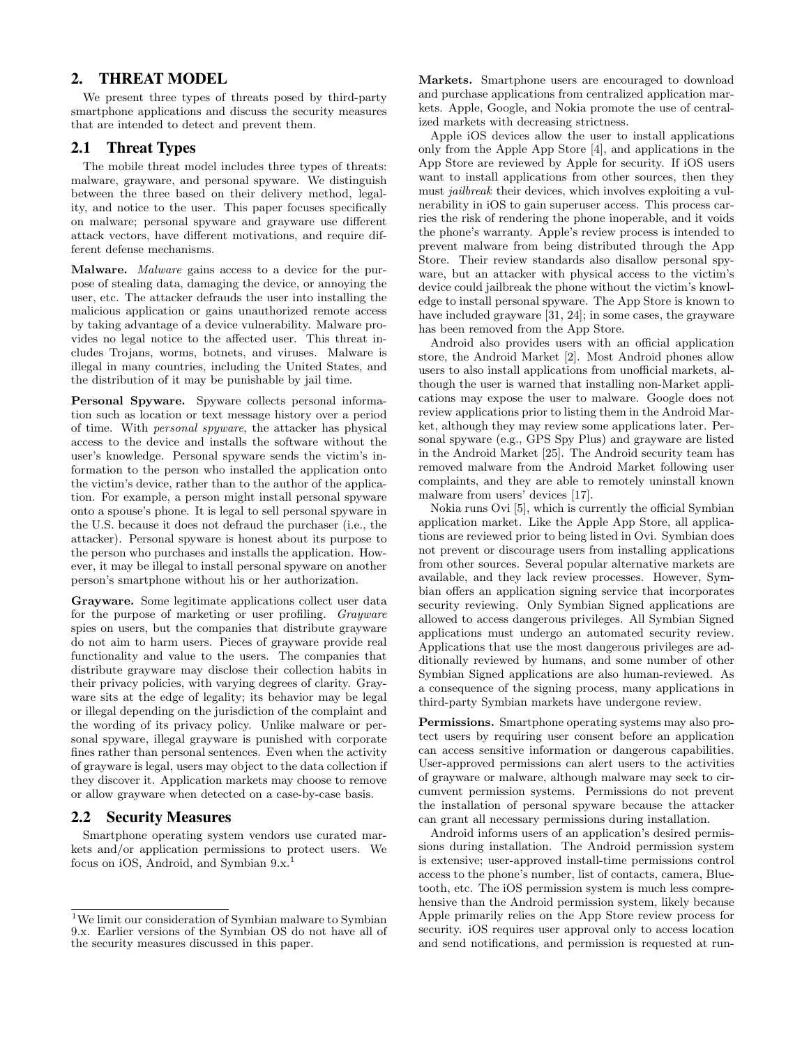## 2. THREAT MODEL

We present three types of threats posed by third-party smartphone applications and discuss the security measures that are intended to detect and prevent them.

### 2.1 Threat Types

The mobile threat model includes three types of threats: malware, grayware, and personal spyware. We distinguish between the three based on their delivery method, legality, and notice to the user. This paper focuses specifically on malware; personal spyware and grayware use different attack vectors, have different motivations, and require different defense mechanisms.

**Malware.** *Malware* gains access to a device for the purpose of stealing data, damaging the device, or annoying the user, etc. The attacker defrauds the user into installing the malicious application or gains unauthorized remote access by taking advantage of a device vulnerability. Malware provides no legal notice to the affected user. This threat includes Trojans, worms, botnets, and viruses. Malware is illegal in many countries, including the United States, and the distribution of it may be punishable by jail time.

**Personal Spyware.** Spyware collects personal information such as location or text message history over a period of time. With *personal spyware*, the attacker has physical access to the device and installs the software without the user's knowledge. Personal spyware sends the victim's information to the person who installed the application onto the victim's device, rather than to the author of the application. For example, a person might install personal spyware onto a spouse's phone. It is legal to sell personal spyware in the U.S. because it does not defraud the purchaser (i.e., the attacker). Personal spyware is honest about its purpose to the person who purchases and installs the application. However, it may be illegal to install personal spyware on another person's smartphone without his or her authorization.

**Grayware.** Some legitimate applications collect user data for the purpose of marketing or user profiling. *Grayware* spies on users, but the companies that distribute grayware do not aim to harm users. Pieces of grayware provide real functionality and value to the users. The companies that distribute grayware may disclose their collection habits in their privacy policies, with varying degrees of clarity. Grayware sits at the edge of legality; its behavior may be legal or illegal depending on the jurisdiction of the complaint and the wording of its privacy policy. Unlike malware or personal spyware, illegal grayware is punished with corporate fines rather than personal sentences. Even when the activity of grayware is legal, users may object to the data collection if they discover it. Application markets may choose to remove or allow grayware when detected on a case-by-case basis.

### 2.2 Security Measures

Smartphone operating system vendors use curated markets and/or application permissions to protect users. We focus on iOS, Android, and Symbian 9.x.[1]

**Markets.** Smartphone users are encouraged to download and purchase applications from centralized application markets. Apple, Google, and Nokia promote the use of centralized markets with decreasing strictness.

Apple iOS devices allow the user to install applications only from the Apple App Store [4], and applications in the App Store are reviewed by Apple for security. If iOS users want to install applications from other sources, then they must *jailbreak* their devices, which involves exploiting a vulnerability in iOS to gain superuser access. This process carries the risk of rendering the phone inoperable, and it voids the phone's warranty. Apple's review process is intended to prevent malware from being distributed through the App Store. Their review standards also disallow personal spyware, but an attacker with physical access to the victim's device could jailbreak the phone without the victim's knowledge to install personal spyware. The App Store is known to have included grayware [31, 24]; in some cases, the grayware has been removed from the App Store.

Android also provides users with an official application store, the Android Market [2]. Most Android phones allow users to also install applications from unofficial markets, although the user is warned that installing non-Market applications may expose the user to malware. Google does not review applications prior to listing them in the Android Market, although they may review some applications later. Personal spyware (e.g., GPS Spy Plus) and grayware are listed in the Android Market [25]. The Android security team has removed malware from the Android Market following user complaints, and they are able to remotely uninstall known malware from users' devices [17].

Nokia runs Ovi [5], which is currently the official Symbian application market. Like the Apple App Store, all applications are reviewed prior to being listed in Ovi. Symbian does not prevent or discourage users from installing applications from other sources. Several popular alternative markets are available, and they lack review processes. However, Symbian offers an application signing service that incorporates security reviewing. Only Symbian Signed applications are allowed to access dangerous privileges. All Symbian Signed applications must undergo an automated security review. Applications that use the most dangerous privileges are additionally reviewed by humans, and some number of other Symbian Signed applications are also human-reviewed. As a consequence of the signing process, many applications in third-party Symbian markets have undergone review.

**Permissions.** Smartphone operating systems may also protect users by requiring user consent before an application can access sensitive information or dangerous capabilities. User-approved permissions can alert users to the activities of grayware or malware, although malware may seek to circumvent permission systems. Permissions do not prevent the installation of personal spyware because the attacker can grant all necessary permissions during installation.

Android informs users of an application's desired permissions during installation. The Android permission system is extensive; user-approved install-time permissions control access to the phone's number, list of contacts, camera, Bluetooth, etc. The iOS permission system is much less comprehensive than the Android permission system, likely because Apple primarily relies on the App Store review process for security. iOS requires user approval only to access location and send notifications, and permission is requested at run-

[1] We limit our consideration of Symbian malware to Symbian 9.x. Earlier versions of the Symbian OS do not have all of the security measures discussed in this paper.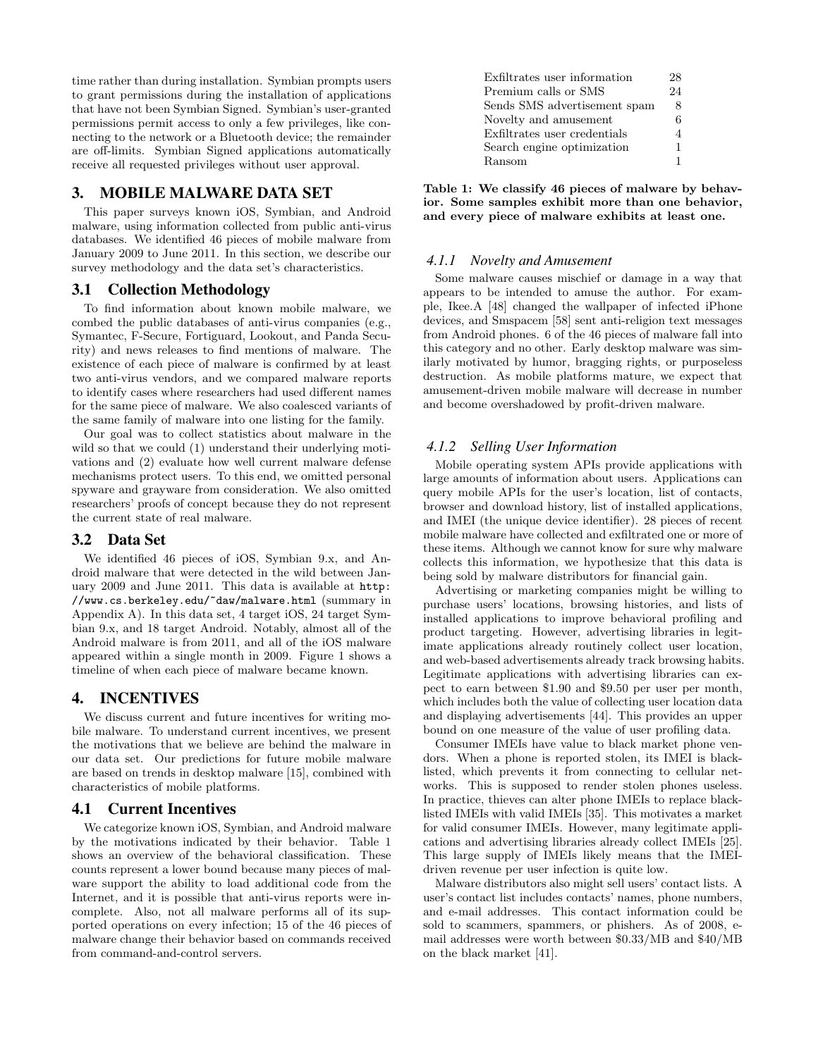time rather than during installation. Symbian prompts users to grant permissions during the installation of applications that have not been Symbian Signed. Symbian's user-granted permissions permit access to only a few privileges, like connecting to the network or a Bluetooth device; the remainder are off-limits. Symbian Signed applications automatically receive all requested privileges without user approval.

## 3. MOBILE MALWARE DATA SET

This paper surveys known iOS, Symbian, and Android malware, using information collected from public anti-virus databases. We identified 46 pieces of mobile malware from January 2009 to June 2011. In this section, we describe our survey methodology and the data set's characteristics.

### 3.1 Collection Methodology

To find information about known mobile malware, we combed the public databases of anti-virus companies (e.g., Symantec, F-Secure, Fortiguard, Lookout, and Panda Security) and news releases to find mentions of malware. The existence of each piece of malware is confirmed by at least two anti-virus vendors, and we compared malware reports to identify cases where researchers had used different names for the same piece of malware. We also coalesced variants of the same family of malware into one listing for the family.

Our goal was to collect statistics about malware in the wild so that we could (1) understand their underlying motivations and (2) evaluate how well current malware defense mechanisms protect users. To this end, we omitted personal spyware and grayware from consideration. We also omitted researchers' proofs of concept because they do not represent the current state of real malware.

### 3.2 Data Set

We identified 46 pieces of iOS, Symbian 9.x, and Android malware that were detected in the wild between January 2009 and June 2011. This data is available at http://www.cs.berkeley.edu/~daw/malware.html (summary in Appendix A). In this data set, 4 target iOS, 24 target Symbian 9.x, and 18 target Android. Notably, almost all of the Android malware is from 2011, and all of the iOS malware appeared within a single month in 2009. Figure 1 shows a timeline of when each piece of malware became known.

## 4. INCENTIVES

We discuss current and future incentives for writing mobile malware. To understand current incentives, we present the motivations that we believe are behind the malware in our data set. Our predictions for future mobile malware are based on trends in desktop malware [15], combined with characteristics of mobile platforms.

### 4.1 Current Incentives

We categorize known iOS, Symbian, and Android malware by the motivations indicated by their behavior. Table 1 shows an overview of the behavioral classification. These counts represent a lower bound because many pieces of malware support the ability to load additional code from the Internet, and it is possible that anti-virus reports were incomplete. Also, not all malware performs all of its supported operations on every infection; 15 of the 46 pieces of malware change their behavior based on commands received from command-and-control servers.

| Behavior | Count |
|---|---|
| Exfiltrates user information | 28 |
| Premium calls or SMS | 24 |
| Sends SMS advertisement spam | 8 |
| Novelty and amusement | 6 |
| Exfiltrates user credentials | 4 |
| Search engine optimization | 1 |
| Ransom | 1 |

**Table 1: We classify 46 pieces of malware by behavior. Some samples exhibit more than one behavior, and every piece of malware exhibits at least one.**

#### *4.1.1 Novelty and Amusement*

Some malware causes mischief or damage in a way that appears to be intended to amuse the author. For example, Ikee.A [48] changed the wallpaper of infected iPhone devices, and Smspacem [58] sent anti-religion text messages from Android phones. 6 of the 46 pieces of malware fall into this category and no other. Early desktop malware was similarly motivated by humor, bragging rights, or purposeless destruction. As mobile platforms mature, we expect that amusement-driven mobile malware will decrease in number and become overshadowed by profit-driven malware.

#### *4.1.2 Selling User Information*

Mobile operating system APIs provide applications with large amounts of information about users. Applications can query mobile APIs for the user's location, list of contacts, browser and download history, list of installed applications, and IMEI (the unique device identifier). 28 pieces of recent mobile malware have collected and exfiltrated one or more of these items. Although we cannot know for sure why malware collects this information, we hypothesize that this data is being sold by malware distributors for financial gain.

Advertising or marketing companies might be willing to purchase users' locations, browsing histories, and lists of installed applications to improve behavioral profiling and product targeting. However, advertising libraries in legitimate applications already routinely collect user location, and web-based advertisements already track browsing habits. Legitimate applications with advertising libraries can expect to earn between \$1.90 and \$9.50 per user per month, which includes both the value of collecting user location data and displaying advertisements [44]. This provides an upper bound on one measure of the value of user profiling data.

Consumer IMEIs have value to black market phone vendors. When a phone is reported stolen, its IMEI is blacklisted, which prevents it from connecting to cellular networks. This is supposed to render stolen phones useless. In practice, thieves can alter phone IMEIs to replace blacklisted IMEIs with valid IMEIs [35]. This motivates a market for valid consumer IMEIs. However, many legitimate applications and advertising libraries already collect IMEIs [25]. This large supply of IMEIs likely means that the IMEI-driven revenue per user infection is quite low.

Malware distributors also might sell users' contact lists. A user's contact list includes contacts' names, phone numbers, and e-mail addresses. This contact information could be sold to scammers, spammers, or phishers. As of 2008, e-mail addresses were worth between \$0.33/MB and \$40/MB on the black market [41].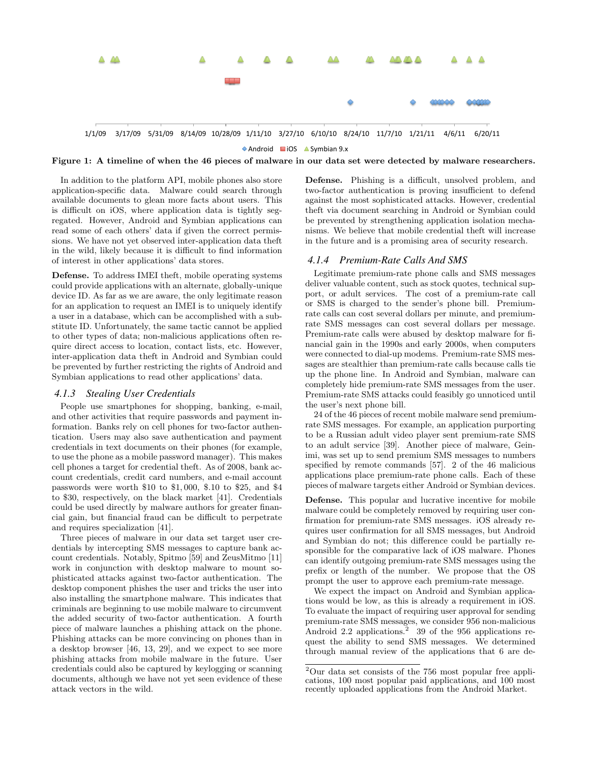1/1/09 3/17/09 5/31/09 8/14/09 10/28/09 1/11/10 3/27/10 6/10/10 8/24/10 11/7/10 1/21/11 4/6/11 6/20/11

Android iOS Symbian 9.x

**Figure 1: A timeline of when the 46 pieces of malware in our data set were detected by malware researchers.**

In addition to the platform API, mobile phones also store application-specific data. Malware could search through available documents to glean more facts about users. This is difficult on iOS, where application data is tightly segregated. However, Android and Symbian applications can read some of each others' data if given the correct permissions. We have not yet observed inter-application data theft in the wild, likely because it is difficult to find information of interest in other applications' data stores.

**Defense.** To address IMEI theft, mobile operating systems could provide applications with an alternate, globally-unique device ID. As far as we are aware, the only legitimate reason for an application to request an IMEI is to uniquely identify a user in a database, which can be accomplished with a substitute ID. Unfortunately, the same tactic cannot be applied to other types of data; non-malicious applications often require direct access to location, contact lists, etc. However, inter-application data theft in Android and Symbian could be prevented by further restricting the rights of Android and Symbian applications to read other applications' data.

### 4.1.3 Stealing User Credentials

People use smartphones for shopping, banking, e-mail, and other activities that require passwords and payment information. Banks rely on cell phones for two-factor authentication. Users may also save authentication and payment credentials in text documents on their phones (for example, to use the phone as a mobile password manager). This makes cell phones a target for credential theft. As of 2008, bank account credentials, credit card numbers, and e-mail account passwords were worth \$10 to \$1,000, \$.10 to \$25, and \$4 to \$30, respectively, on the black market [41]. Credentials could be used directly by malware authors for greater financial gain, but financial fraud can be difficult to perpetrate and requires specialization [41].

Three pieces of malware in our data set target user credentials by intercepting SMS messages to capture bank account credentials. Notably, Spitmo [59] and ZeusMitmo [11] work in conjunction with desktop malware to mount sophisticated attacks against two-factor authentication. The desktop component phishes the user and tricks the user into also installing the smartphone malware. This indicates that criminals are beginning to use mobile malware to circumvent the added security of two-factor authentication. A fourth piece of malware launches a phishing attack on the phone. Phishing attacks can be more convincing on phones than in a desktop browser [46, 13, 29], and we expect to see more phishing attacks from mobile malware in the future. User credentials could also be captured by keylogging or scanning documents, although we have not yet seen evidence of these attack vectors in the wild.

**Defense.** Phishing is a difficult, unsolved problem, and two-factor authentication is proving insufficient to defend against the most sophisticated attacks. However, credential theft via document searching in Android or Symbian could be prevented by strengthening application isolation mechanisms. We believe that mobile credential theft will increase in the future and is a promising area of security research.

### 4.1.4 Premium-Rate Calls And SMS

Legitimate premium-rate phone calls and SMS messages deliver valuable content, such as stock quotes, technical support, or adult services. The cost of a premium-rate call or SMS is charged to the sender's phone bill. Premium-rate calls can cost several dollars per minute, and premium-rate SMS messages can cost several dollars per message. Premium-rate calls were abused by desktop malware for financial gain in the 1990s and early 2000s, when computers were connected to dial-up modems. Premium-rate SMS messages are stealthier than premium-rate calls because calls tie up the phone line. In Android and Symbian, malware can completely hide premium-rate SMS messages from the user. Premium-rate SMS attacks could feasibly go unnoticed until the user's next phone bill.

24 of the 46 pieces of recent mobile malware send premium-rate SMS messages. For example, an application purporting to be a Russian adult video player sent premium-rate SMS to an adult service [39]. Another piece of malware, Geinimi, was set up to send premium SMS messages to numbers specified by remote commands [57]. 2 of the 46 malicious applications place premium-rate phone calls. Each of these pieces of malware targets either Android or Symbian devices.

**Defense.** This popular and lucrative incentive for mobile malware could be completely removed by requiring user confirmation for premium-rate SMS messages. iOS already requires user confirmation for all SMS messages, but Android and Symbian do not; this difference could be partially responsible for the comparative lack of iOS malware. Phones can identify outgoing premium-rate SMS messages using the prefix or length of the number. We propose that the OS prompt the user to approve each premium-rate message.

We expect the impact on Android and Symbian applications would be low, as this is already a requirement in iOS. To evaluate the impact of requiring user approval for sending premium-rate SMS messages, we consider 956 non-malicious Android 2.2 applications.[2] 39 of the 956 applications request the ability to send SMS messages. We determined through manual review of the applications that 6 are de-

[2]Our data set consists of the 756 most popular free applications, 100 most popular paid applications, and 100 most recently uploaded applications from the Android Market.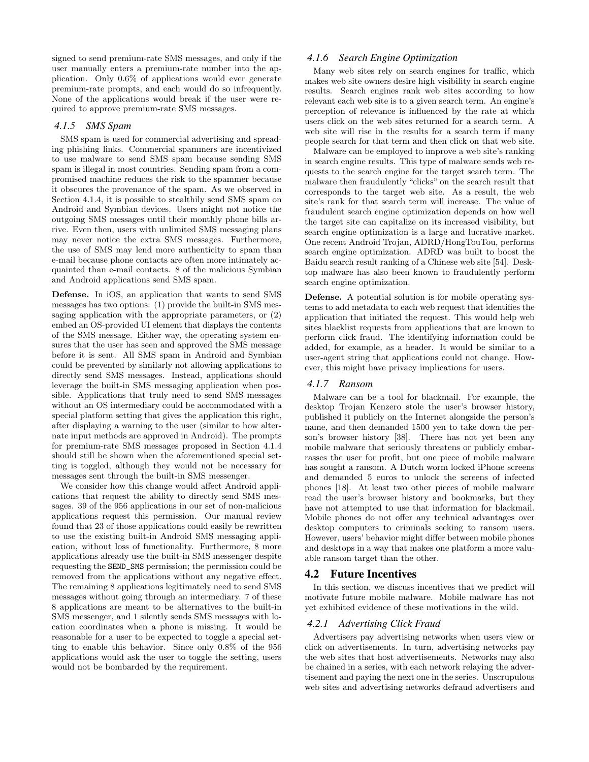signed to send premium-rate SMS messages, and only if the user manually enters a premium-rate number into the application. Only 0.6% of applications would ever generate premium-rate prompts, and each would do so infrequently. None of the applications would break if the user were required to approve premium-rate SMS messages.

### 4.1.5 SMS Spam

SMS spam is used for commercial advertising and spreading phishing links. Commercial spammers are incentivized to use malware to send SMS spam because sending SMS spam is illegal in most countries. Sending spam from a compromised machine reduces the risk to the spammer because it obscures the provenance of the spam. As we observed in Section 4.1.4, it is possible to stealthily send SMS spam on Android and Symbian devices. Users might not notice the outgoing SMS messages until their monthly phone bills arrive. Even then, users with unlimited SMS messaging plans may never notice the extra SMS messages. Furthermore, the use of SMS may lend more authenticity to spam than e-mail because phone contacts are often more intimately acquainted than e-mail contacts. 8 of the malicious Symbian and Android applications send SMS spam.

**Defense.** In iOS, an application that wants to send SMS messages has two options: (1) provide the built-in SMS messaging application with the appropriate parameters, or (2) embed an OS-provided UI element that displays the contents of the SMS message. Either way, the operating system ensures that the user has seen and approved the SMS message before it is sent. All SMS spam in Android and Symbian could be prevented by similarly not allowing applications to directly send SMS messages. Instead, applications should leverage the built-in SMS messaging application when possible. Applications that truly need to send SMS messages without an OS intermediary could be accommodated with a special platform setting that gives the application this right, after displaying a warning to the user (similar to how alternate input methods are approved in Android). The prompts for premium-rate SMS messages proposed in Section 4.1.4 should still be shown when the aforementioned special setting is toggled, although they would not be necessary for messages sent through the built-in SMS messenger.

We consider how this change would affect Android applications that request the ability to directly send SMS messages. 39 of the 956 applications in our set of non-malicious applications request this permission. Our manual review found that 23 of those applications could easily be rewritten to use the existing built-in Android SMS messaging application, without loss of functionality. Furthermore, 8 more applications already use the built-in SMS messenger despite requesting the `SEND_SMS` permission; the permission could be removed from the applications without any negative effect. The remaining 8 applications legitimately need to send SMS messages without going through an intermediary. 7 of these 8 applications are meant to be alternatives to the built-in SMS messenger, and 1 silently sends SMS messages with location coordinates when a phone is missing. It would be reasonable for a user to be expected to toggle a special setting to enable this behavior. Since only 0.8% of the 956 applications would ask the user to toggle the setting, users would not be bombarded by the requirement.

### 4.1.6 Search Engine Optimization

Many web sites rely on search engines for traffic, which makes web site owners desire high visibility in search engine results. Search engines rank web sites according to how relevant each web site is to a given search term. An engine's perception of relevance is influenced by the rate at which users click on the web sites returned for a search term. A web site will rise in the results for a search term if many people search for that term and then click on that web site.

Malware can be employed to improve a web site's ranking in search engine results. This type of malware sends web requests to the search engine for the target search term. The malware then fraudulently "clicks" on the search result that corresponds to the target web site. As a result, the web site's rank for that search term will increase. The value of fraudulent search engine optimization depends on how well the target site can capitalize on its increased visibility, but search engine optimization is a large and lucrative market. One recent Android Trojan, ADRD/HongTouTou, performs search engine optimization. ADRD was built to boost the Baidu search result ranking of a Chinese web site [54]. Desktop malware has also been known to fraudulently perform search engine optimization.

**Defense.** A potential solution is for mobile operating systems to add metadata to each web request that identifies the application that initiated the request. This would help web sites blacklist requests from applications that are known to perform click fraud. The identifying information could be added, for example, as a header. It would be similar to a user-agent string that applications could not change. However, this might have privacy implications for users.

### 4.1.7 Ransom

Malware can be a tool for blackmail. For example, the desktop Trojan Kenzero stole the user's browser history, published it publicly on the Internet alongside the person's name, and then demanded 1500 yen to take down the person's browser history [38]. There has not yet been any mobile malware that seriously threatens or publicly embarrasses the user for profit, but one piece of mobile malware has sought a ransom. A Dutch worm locked iPhone screens and demanded 5 euros to unlock the screens of infected phones [18]. At least two other pieces of mobile malware read the user's browser history and bookmarks, but they have not attempted to use that information for blackmail. Mobile phones do not offer any technical advantages over desktop computers to criminals seeking to ransom users. However, users' behavior might differ between mobile phones and desktops in a way that makes one platform a more valuable ransom target than the other.

## 4.2 Future Incentives

In this section, we discuss incentives that we predict will motivate future mobile malware. Mobile malware has not yet exhibited evidence of these motivations in the wild.

### 4.2.1 Advertising Click Fraud

Advertisers pay advertising networks when users view or click on advertisements. In turn, advertising networks pay the web sites that host advertisements. Networks may also be chained in a series, with each network relaying the advertisement and paying the next one in the series. Unscrupulous web sites and advertising networks defraud advertisers and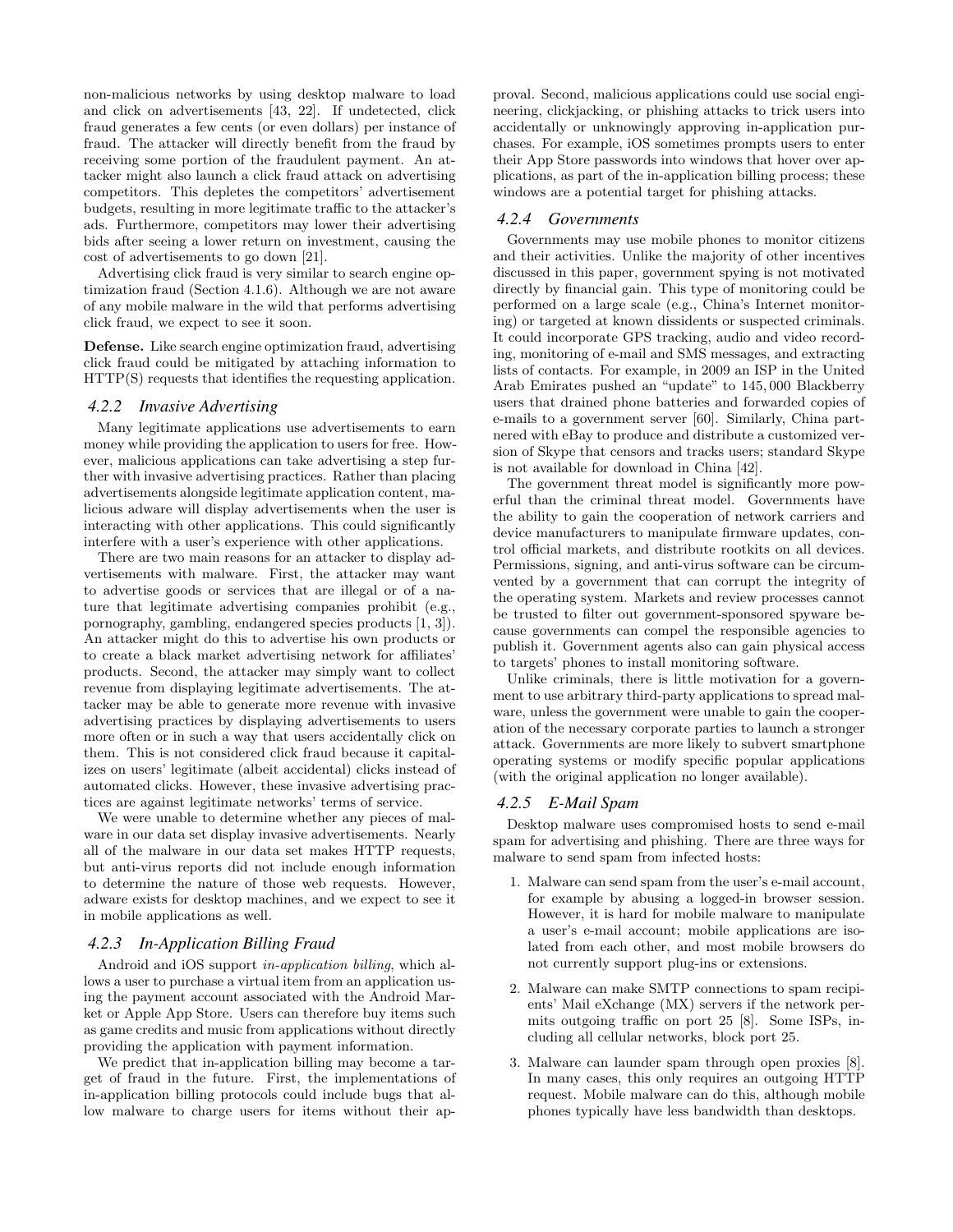non-malicious networks by using desktop malware to load and click on advertisements [43, 22]. If undetected, click fraud generates a few cents (or even dollars) per instance of fraud. The attacker will directly benefit from the fraud by receiving some portion of the fraudulent payment. An attacker might also launch a click fraud attack on advertising competitors. This depletes the competitors' advertisement budgets, resulting in more legitimate traffic to the attacker's ads. Furthermore, competitors may lower their advertising bids after seeing a lower return on investment, causing the cost of advertisements to go down [21].

Advertising click fraud is very similar to search engine optimization fraud (Section 4.1.6). Although we are not aware of any mobile malware in the wild that performs advertising click fraud, we expect to see it soon.

**Defense.** Like search engine optimization fraud, advertising click fraud could be mitigated by attaching information to HTTP(S) requests that identifies the requesting application.

### 4.2.2 Invasive Advertising

Many legitimate applications use advertisements to earn money while providing the application to users for free. However, malicious applications can take advertising a step further with invasive advertising practices. Rather than placing advertisements alongside legitimate application content, malicious adware will display advertisements when the user is interacting with other applications. This could significantly interfere with a user's experience with other applications.

There are two main reasons for an attacker to display advertisements with malware. First, the attacker may want to advertise goods or services that are illegal or of a nature that legitimate advertising companies prohibit (e.g., pornography, gambling, endangered species products [1, 3]). An attacker might do this to advertise his own products or to create a black market advertising network for affiliates' products. Second, the attacker may simply want to collect revenue from displaying legitimate advertisements. The attacker may be able to generate more revenue with invasive advertising practices by displaying advertisements to users more often or in such a way that users accidentally click on them. This is not considered click fraud because it capitalizes on users' legitimate (albeit accidental) clicks instead of automated clicks. However, these invasive advertising practices are against legitimate networks' terms of service.

We were unable to determine whether any pieces of malware in our data set display invasive advertisements. Nearly all of the malware in our data set makes HTTP requests, but anti-virus reports did not include enough information to determine the nature of those web requests. However, adware exists for desktop machines, and we expect to see it in mobile applications as well.

### 4.2.3 In-Application Billing Fraud

Android and iOS support *in-application billing*, which allows a user to purchase a virtual item from an application using the payment account associated with the Android Market or Apple App Store. Users can therefore buy items such as game credits and music from applications without directly providing the application with payment information.

We predict that in-application billing may become a target of fraud in the future. First, the implementations of in-application billing protocols could include bugs that allow malware to charge users for items without their approval. Second, malicious applications could use social engineering, clickjacking, or phishing attacks to trick users into accidentally or unknowingly approving in-application purchases. For example, iOS sometimes prompts users to enter their App Store passwords into windows that hover over applications, as part of the in-application billing process; these windows are a potential target for phishing attacks.

### 4.2.4 Governments

Governments may use mobile phones to monitor citizens and their activities. Unlike the majority of other incentives discussed in this paper, government spying is not motivated directly by financial gain. This type of monitoring could be performed on a large scale (e.g., China's Internet monitoring) or targeted at known dissidents or suspected criminals. It could incorporate GPS tracking, audio and video recording, monitoring of e-mail and SMS messages, and extracting lists of contacts. For example, in 2009 an ISP in the United Arab Emirates pushed an "update" to 145,000 Blackberry users that drained phone batteries and forwarded copies of e-mails to a government server [60]. Similarly, China partnered with eBay to produce and distribute a customized version of Skype that censors and tracks users; standard Skype is not available for download in China [42].

The government threat model is significantly more powerful than the criminal threat model. Governments have the ability to gain the cooperation of network carriers and device manufacturers to manipulate firmware updates, control official markets, and distribute rootkits on all devices. Permissions, signing, and anti-virus software can be circumvented by a government that can corrupt the integrity of the operating system. Markets and review processes cannot be trusted to filter out government-sponsored spyware because governments can compel the responsible agencies to publish it. Government agents also can gain physical access to targets' phones to install monitoring software.

Unlike criminals, there is little motivation for a government to use arbitrary third-party applications to spread malware, unless the government were unable to gain the cooperation of the necessary corporate parties to launch a stronger attack. Governments are more likely to subvert smartphone operating systems or modify specific popular applications (with the original application no longer available).

### 4.2.5 E-Mail Spam

Desktop malware uses compromised hosts to send e-mail spam for advertising and phishing. There are three ways for malware to send spam from infected hosts:

1. Malware can send spam from the user's e-mail account, for example by abusing a logged-in browser session. However, it is hard for mobile malware to manipulate a user's e-mail account; mobile applications are isolated from each other, and most mobile browsers do not currently support plug-ins or extensions.
2. Malware can make SMTP connections to spam recipients' Mail eXchange (MX) servers if the network permits outgoing traffic on port 25 [8]. Some ISPs, including all cellular networks, block port 25.
3. Malware can launder spam through open proxies [8]. In many cases, this only requires an outgoing HTTP request. Mobile malware can do this, although mobile phones typically have less bandwidth than desktops.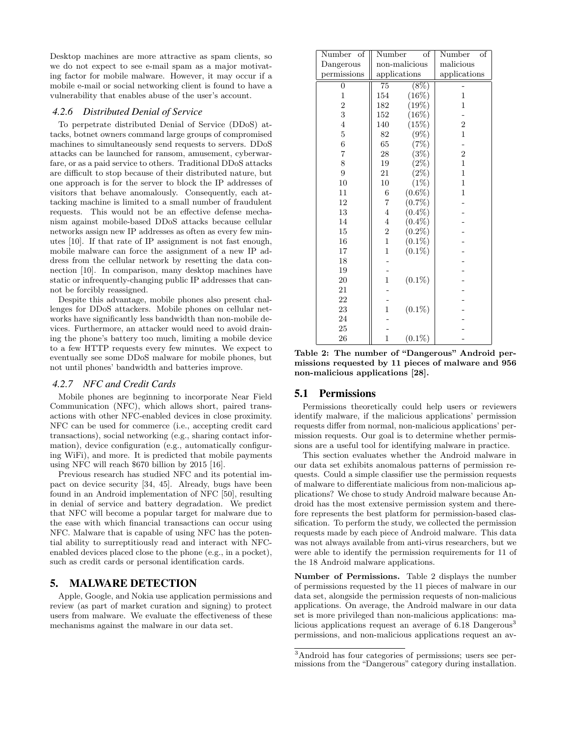Desktop machines are more attractive as spam clients, so we do not expect to see e-mail spam as a major motivating factor for mobile malware. However, it may occur if a mobile e-mail or social networking client is found to have a vulnerability that enables abuse of the user's account.

#### *4.2.6 Distributed Denial of Service*

To perpetrate distributed Denial of Service (DDoS) attacks, botnet owners command large groups of compromised machines to simultaneously send requests to servers. DDoS attacks can be launched for ransom, amusement, cyberwarfare, or as a paid service to others. Traditional DDoS attacks are difficult to stop because of their distributed nature, but one approach is for the server to block the IP addresses of visitors that behave anomalously. Consequently, each attacking machine is limited to a small number of fraudulent requests. This would not be an effective defense mechanism against mobile-based DDoS attacks because cellular networks assign new IP addresses as often as every few minutes [10]. If that rate of IP assignment is not fast enough, mobile malware can force the assignment of a new IP address from the cellular network by resetting the data connection [10]. In comparison, many desktop machines have static or infrequently-changing public IP addresses that cannot be forcibly reassigned.

Despite this advantage, mobile phones also present challenges for DDoS attackers. Mobile phones on cellular networks have significantly less bandwidth than non-mobile devices. Furthermore, an attacker would need to avoid draining the phone's battery too much, limiting a mobile device to a few HTTP requests every few minutes. We expect to eventually see some DDoS malware for mobile phones, but not until phones' bandwidth and batteries improve.

#### *4.2.7 NFC and Credit Cards*

Mobile phones are beginning to incorporate Near Field Communication (NFC), which allows short, paired transactions with other NFC-enabled devices in close proximity. NFC can be used for commerce (i.e., accepting credit card transactions), social networking (e.g., sharing contact information), device configuration (e.g., automatically configuring WiFi), and more. It is predicted that mobile payments using NFC will reach $670 billion by 2015 [16].

Previous research has studied NFC and its potential impact on device security [34, 45]. Already, bugs have been found in an Android implementation of NFC [50], resulting in denial of service and battery degradation. We predict that NFC will become a popular target for malware due to the ease with which financial transactions can occur using NFC. Malware that is capable of using NFC has the potential ability to surreptitiously read and interact with NFC-enabled devices placed close to the phone (e.g., in a pocket), such as credit cards or personal identification cards.

## 5. MALWARE DETECTION

Apple, Google, and Nokia use application permissions and review (as part of market curation and signing) to protect users from malware. We evaluate the effectiveness of these mechanisms against the malware in our data set.

| Number of Dangerous permissions | Number of non-malicious applications | | Number of malicious applications |
|---|---|---|---|
| 0 | 75 | (8%) | - |
| 1 | 154 | (16%) | 1 |
| 2 | 182 | (19%) | 1 |
| 3 | 152 | (16%) | - |
| 4 | 140 | (15%) | 2 |
| 5 | 82 | (9%) | 1 |
| 6 | 65 | (7%) | - |
| 7 | 28 | (3%) | 2 |
| 8 | 19 | (2%) | 1 |
| 9 | 21 | (2%) | 1 |
| 10 | 10 | (1%) | 1 |
| 11 | 6 | (0.6%) | 1 |
| 12 | 7 | (0.7%) | - |
| 13 | 4 | (0.4%) | - |
| 14 | 4 | (0.4%) | - |
| 15 | 2 | (0.2%) | - |
| 16 | 1 | (0.1%) | - |
| 17 | 1 | (0.1%) | - |
| 18 | - | | - |
| 19 | - | | - |
| 20 | 1 | (0.1%) | - |
| 21 | - | | - |
| 22 | - | | - |
| 23 | 1 | (0.1%) | - |
| 24 | - | | - |
| 25 | - | | - |
| 26 | 1 | (0.1%) | - |

**Table 2: The number of "Dangerous" Android permissions requested by 11 pieces of malware and 956 non-malicious applications [28].**

### 5.1 Permissions

Permissions theoretically could help users or reviewers identify malware, if the malicious applications' permission requests differ from normal, non-malicious applications' permission requests. Our goal is to determine whether permissions are a useful tool for identifying malware in practice.

This section evaluates whether the Android malware in our data set exhibits anomalous patterns of permission requests. Could a simple classifier use the permission requests of malware to differentiate malicious from non-malicious applications? We chose to study Android malware because Android has the most extensive permission system and therefore represents the best platform for permission-based classification. To perform the study, we collected the permission requests made by each piece of Android malware. This data was not always available from anti-virus researchers, but we were able to identify the permission requirements for 11 of the 18 Android malware applications.

**Number of Permissions.** Table 2 displays the number of permissions requested by the 11 pieces of malware in our data set, alongside the permission requests of non-malicious applications. On average, the Android malware in our data set is more privileged than non-malicious applications: malicious applications request an average of 6.18 Dangerous[3] permissions, and non-malicious applications request an av-

[3]Android has four categories of permissions; users see permissions from the "Dangerous" category during installation.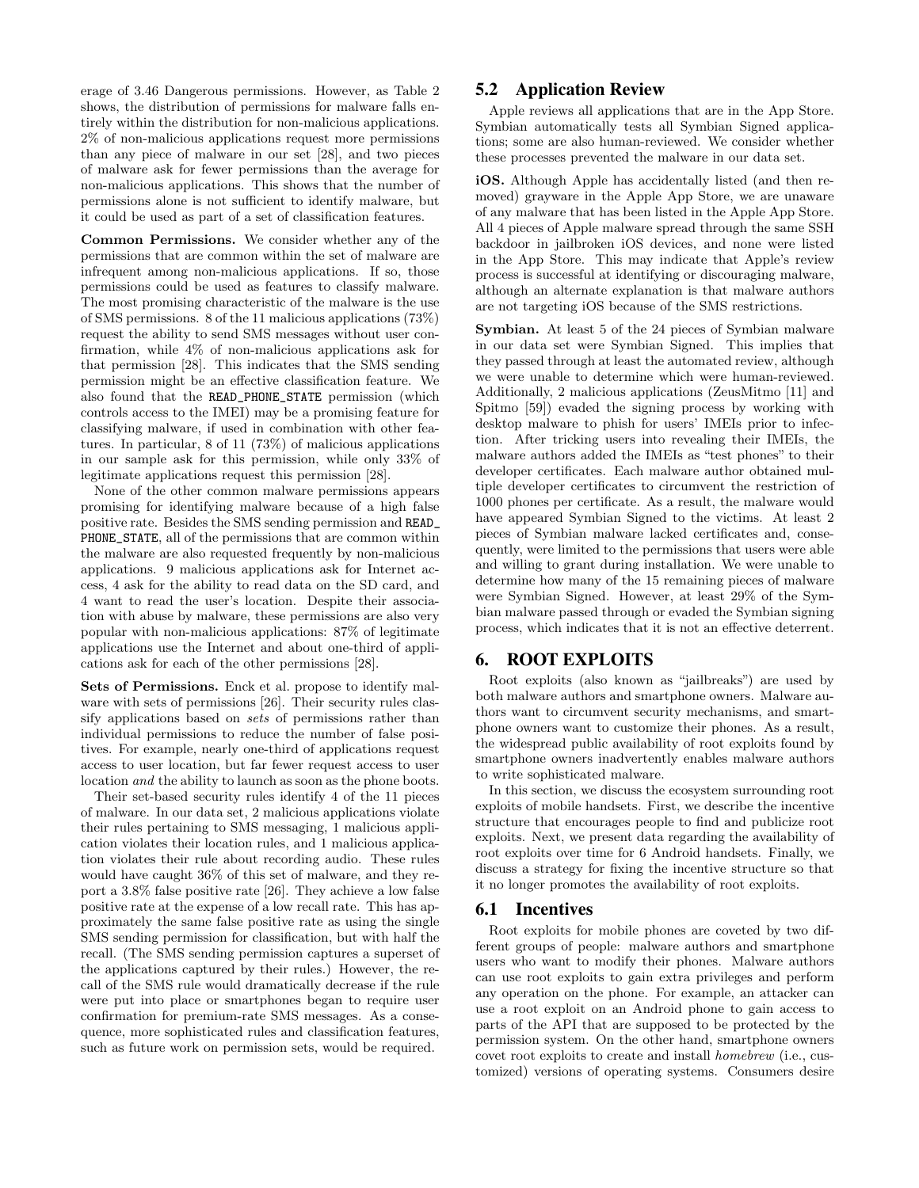erage of 3.46 Dangerous permissions. However, as Table 2 shows, the distribution of permissions for malware falls entirely within the distribution for non-malicious applications. 2% of non-malicious applications request more permissions than any piece of malware in our set [28], and two pieces of malware ask for fewer permissions than the average for non-malicious applications. This shows that the number of permissions alone is not sufficient to identify malware, but it could be used as part of a set of classification features.

**Common Permissions.** We consider whether any of the permissions that are common within the set of malware are infrequent among non-malicious applications. If so, those permissions could be used as features to classify malware. The most promising characteristic of the malware is the use of SMS permissions. 8 of the 11 malicious applications (73%) request the ability to send SMS messages without user confirmation, while 4% of non-malicious applications ask for that permission [28]. This indicates that the SMS sending permission might be an effective classification feature. We also found that the `READ_PHONE_STATE` permission (which controls access to the IMEI) may be a promising feature for classifying malware, if used in combination with other features. In particular, 8 of 11 (73%) of malicious applications in our sample ask for this permission, while only 33% of legitimate applications request this permission [28].

None of the other common malware permissions appears promising for identifying malware because of a high false positive rate. Besides the SMS sending permission and `READ_PHONE_STATE`, all of the permissions that are common within the malware are also requested frequently by non-malicious applications. 9 malicious applications ask for Internet access, 4 ask for the ability to read data on the SD card, and 4 want to read the user's location. Despite their association with abuse by malware, these permissions are also very popular with non-malicious applications: 87% of legitimate applications use the Internet and about one-third of applications ask for each of the other permissions [28].

**Sets of Permissions.** Enck et al. propose to identify malware with sets of permissions [26]. Their security rules classify applications based on *sets* of permissions rather than individual permissions to reduce the number of false positives. For example, nearly one-third of applications request access to user location, but far fewer request access to user location *and* the ability to launch as soon as the phone boots.

Their set-based security rules identify 4 of the 11 pieces of malware. In our data set, 2 malicious applications violate their rules pertaining to SMS messaging, 1 malicious application violates their location rules, and 1 malicious application violates their rule about recording audio. These rules would have caught 36% of this set of malware, and they report a 3.8% false positive rate [26]. They achieve a low false positive rate at the expense of a low recall rate. This has approximately the same false positive rate as using the single SMS sending permission for classification, but with half the recall. (The SMS sending permission captures a superset of the applications captured by their rules.) However, the recall of the SMS rule would dramatically decrease if the rule were put into place or smartphones began to require user confirmation for premium-rate SMS messages. As a consequence, more sophisticated rules and classification features, such as future work on permission sets, would be required.

## 5.2 Application Review

Apple reviews all applications that are in the App Store. Symbian automatically tests all Symbian Signed applications; some are also human-reviewed. We consider whether these processes prevented the malware in our data set.

**iOS.** Although Apple has accidentally listed (and then removed) grayware in the Apple App Store, we are unaware of any malware that has been listed in the Apple App Store. All 4 pieces of Apple malware spread through the same SSH backdoor in jailbroken iOS devices, and none were listed in the App Store. This may indicate that Apple's review process is successful at identifying or discouraging malware, although an alternate explanation is that malware authors are not targeting iOS because of the SMS restrictions.

**Symbian.** At least 5 of the 24 pieces of Symbian malware in our data set were Symbian Signed. This implies that they passed through at least the automated review, although we were unable to determine which were human-reviewed. Additionally, 2 malicious applications (ZeusMitmo [11] and Spitmo [59]) evaded the signing process by working with desktop malware to phish for users' IMEIs prior to infection. After tricking users into revealing their IMEIs, the malware authors added the IMEIs as "test phones" to their developer certificates. Each malware author obtained multiple developer certificates to circumvent the restriction of 1000 phones per certificate. As a result, the malware would have appeared Symbian Signed to the victims. At least 2 pieces of Symbian malware lacked certificates and, consequently, were limited to the permissions that users were able and willing to grant during installation. We were unable to determine how many of the 15 remaining pieces of malware were Symbian Signed. However, at least 29% of the Symbian malware passed through or evaded the Symbian signing process, which indicates that it is not an effective deterrent.

# 6. ROOT EXPLOITS

Root exploits (also known as "jailbreaks") are used by both malware authors and smartphone owners. Malware authors want to circumvent security mechanisms, and smartphone owners want to customize their phones. As a result, the widespread public availability of root exploits found by smartphone owners inadvertently enables malware authors to write sophisticated malware.

In this section, we discuss the ecosystem surrounding root exploits of mobile handsets. First, we describe the incentive structure that encourages people to find and publicize root exploits. Next, we present data regarding the availability of root exploits over time for 6 Android handsets. Finally, we discuss a strategy for fixing the incentive structure so that it no longer promotes the availability of root exploits.

## 6.1 Incentives

Root exploits for mobile phones are coveted by two different groups of people: malware authors and smartphone users who want to modify their phones. Malware authors can use root exploits to gain extra privileges and perform any operation on the phone. For example, an attacker can use a root exploit on an Android phone to gain access to parts of the API that are supposed to be protected by the permission system. On the other hand, smartphone owners covet root exploits to create and install *homebrew* (i.e., customized) versions of operating systems. Consumers desire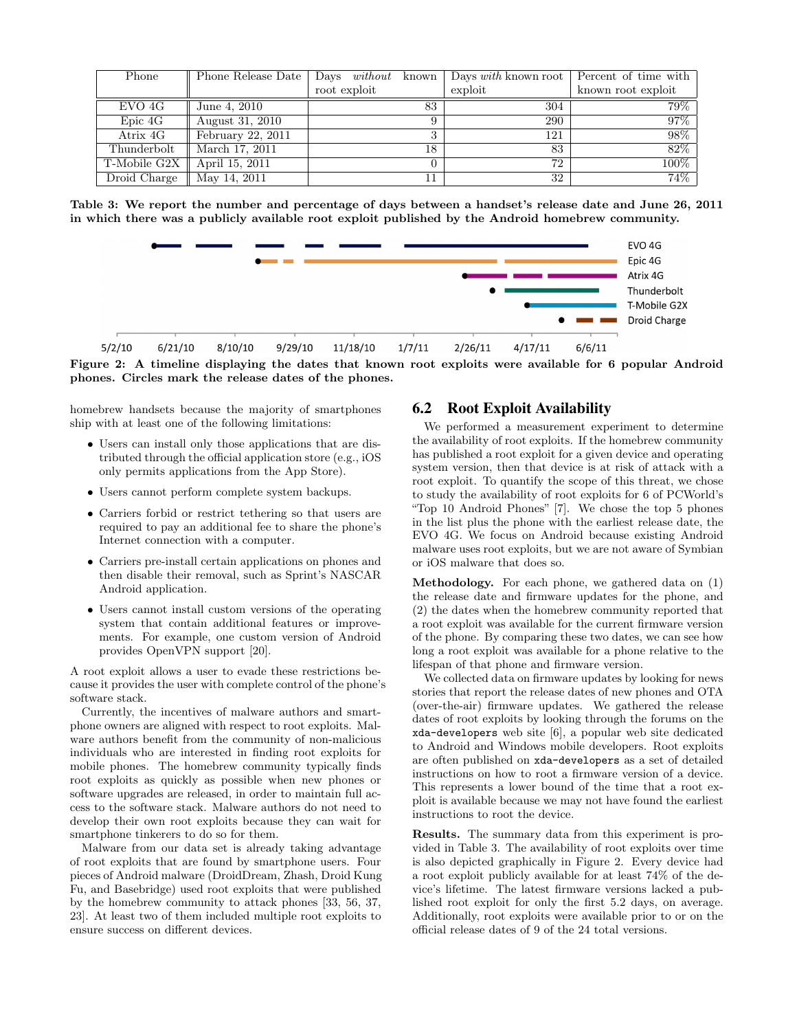| Phone | Phone Release Date | Days *without* known root exploit | Days *with* known root exploit | Percent of time with known root exploit |
|---|---|---|---|---|
| EVO 4G | June 4, 2010 | 83 | 304 | 79% |
| Epic 4G | August 31, 2010 | 9 | 290 | 97% |
| Atrix 4G | February 22, 2011 | 3 | 121 | 98% |
| Thunderbolt | March 17, 2011 | 18 | 83 | 82% |
| T-Mobile G2X | April 15, 2011 | 0 | 72 | 100% |
| Droid Charge | May 14, 2011 | 11 | 32 | 74% |

**Table 3: We report the number and percentage of days between a handset's release date and June 26, 2011 in which there was a publicly available root exploit published by the Android homebrew community.**

**Figure 2: A timeline displaying the dates that known root exploits were available for 6 popular Android phones. Circles mark the release dates of the phones.**

homebrew handsets because the majority of smartphones ship with at least one of the following limitations:

- Users can install only those applications that are distributed through the official application store (e.g., iOS only permits applications from the App Store).
- Users cannot perform complete system backups.
- Carriers forbid or restrict tethering so that users are required to pay an additional fee to share the phone's Internet connection with a computer.
- Carriers pre-install certain applications on phones and then disable their removal, such as Sprint's NASCAR Android application.
- Users cannot install custom versions of the operating system that contain additional features or improvements. For example, one custom version of Android provides OpenVPN support [20].

A root exploit allows a user to evade these restrictions because it provides the user with complete control of the phone's software stack.

Currently, the incentives of malware authors and smartphone owners are aligned with respect to root exploits. Malware authors benefit from the community of non-malicious individuals who are interested in finding root exploits for mobile phones. The homebrew community typically finds root exploits as quickly as possible when new phones or software upgrades are released, in order to maintain full access to the software stack. Malware authors do not need to develop their own root exploits because they can wait for smartphone tinkerers to do so for them.

Malware from our data set is already taking advantage of root exploits that are found by smartphone users. Four pieces of Android malware (DroidDream, Zhash, Droid Kung Fu, and Basebridge) used root exploits that were published by the homebrew community to attack phones [33, 56, 37, 23]. At least two of them included multiple root exploits to ensure success on different devices.

## 6.2 Root Exploit Availability

We performed a measurement experiment to determine the availability of root exploits. If the homebrew community has published a root exploit for a given device and operating system version, then that device is at risk of attack with a root exploit. To quantify the scope of this threat, we chose to study the availability of root exploits for 6 of PCWorld's "Top 10 Android Phones" [7]. We chose the top 5 phones in the list plus the phone with the earliest release date, the EVO 4G. We focus on Android because existing Android malware uses root exploits, but we are not aware of Symbian or iOS malware that does so.

**Methodology.** For each phone, we gathered data on (1) the release date and firmware updates for the phone, and (2) the dates when the homebrew community reported that a root exploit was available for the current firmware version of the phone. By comparing these two dates, we can see how long a root exploit was available for a phone relative to the lifespan of that phone and firmware version.

We collected data on firmware updates by looking for news stories that report the release dates of new phones and OTA (over-the-air) firmware updates. We gathered the release dates of root exploits by looking through the forums on the `xda-developers` web site [6], a popular web site dedicated to Android and Windows mobile developers. Root exploits are often published on `xda-developers` as a set of detailed instructions on how to root a firmware version of a device. This represents a lower bound of the time that a root exploit is available because we may not have found the earliest instructions to root the device.

**Results.** The summary data from this experiment is provided in Table 3. The availability of root exploits over time is also depicted graphically in Figure 2. Every device had a root exploit publicly available for at least 74% of the device's lifetime. The latest firmware versions lacked a published root exploit for only the first 5.2 days, on average. Additionally, root exploits were available prior to or on the official release dates of 9 of the 24 total versions.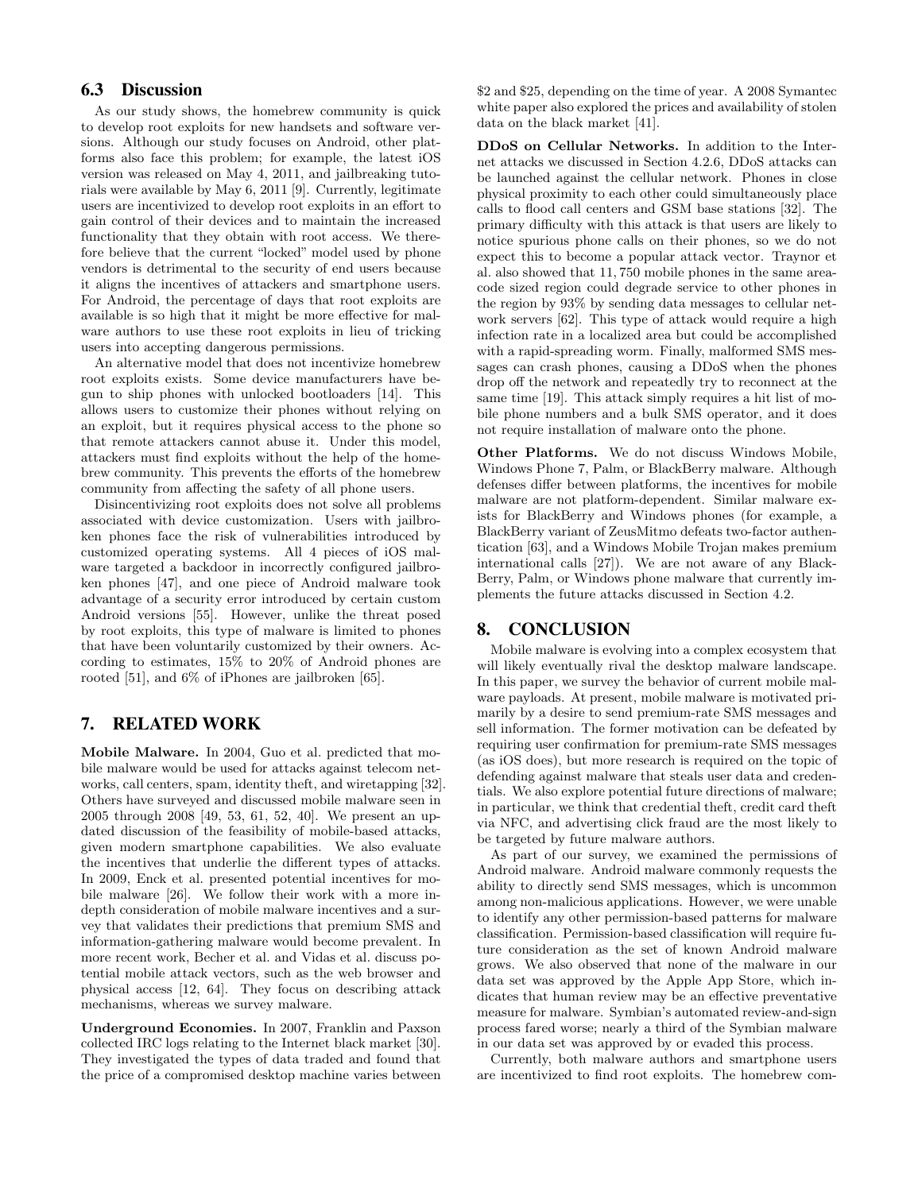### 6.3 Discussion

As our study shows, the homebrew community is quick to develop root exploits for new handsets and software versions. Although our study focuses on Android, other platforms also face this problem; for example, the latest iOS version was released on May 4, 2011, and jailbreaking tutorials were available by May 6, 2011 [9]. Currently, legitimate users are incentivized to develop root exploits in an effort to gain control of their devices and to maintain the increased functionality that they obtain with root access. We therefore believe that the current "locked" model used by phone vendors is detrimental to the security of end users because it aligns the incentives of attackers and smartphone users. For Android, the percentage of days that root exploits are available is so high that it might be more effective for malware authors to use these root exploits in lieu of tricking users into accepting dangerous permissions.

An alternative model that does not incentivize homebrew root exploits exists. Some device manufacturers have begun to ship phones with unlocked bootloaders [14]. This allows users to customize their phones without relying on an exploit, but it requires physical access to the phone so that remote attackers cannot abuse it. Under this model, attackers must find exploits without the help of the homebrew community. This prevents the efforts of the homebrew community from affecting the safety of all phone users.

Disincentivizing root exploits does not solve all problems associated with device customization. Users with jailbroken phones face the risk of vulnerabilities introduced by customized operating systems. All 4 pieces of iOS malware targeted a backdoor in incorrectly configured jailbroken phones [47], and one piece of Android malware took advantage of a security error introduced by certain custom Android versions [55]. However, unlike the threat posed by root exploits, this type of malware is limited to phones that have been voluntarily customized by their owners. According to estimates, 15% to 20% of Android phones are rooted [51], and 6% of iPhones are jailbroken [65].

## 7. RELATED WORK

**Mobile Malware.** In 2004, Guo et al. predicted that mobile malware would be used for attacks against telecom networks, call centers, spam, identity theft, and wiretapping [32]. Others have surveyed and discussed mobile malware seen in 2005 through 2008 [49, 53, 61, 52, 40]. We present an updated discussion of the feasibility of mobile-based attacks, given modern smartphone capabilities. We also evaluate the incentives that underlie the different types of attacks. In 2009, Enck et al. presented potential incentives for mobile malware [26]. We follow their work with a more indepth consideration of mobile malware incentives and a survey that validates their predictions that premium SMS and information-gathering malware would become prevalent. In more recent work, Becher et al. and Vidas et al. discuss potential mobile attack vectors, such as the web browser and physical access [12, 64]. They focus on describing attack mechanisms, whereas we survey malware.

**Underground Economies.** In 2007, Franklin and Paxson collected IRC logs relating to the Internet black market [30]. They investigated the types of data traded and found that the price of a compromised desktop machine varies between $2 and $25, depending on the time of year. A 2008 Symantec white paper also explored the prices and availability of stolen data on the black market [41].

**DDoS on Cellular Networks.** In addition to the Internet attacks we discussed in Section 4.2.6, DDoS attacks can be launched against the cellular network. Phones in close physical proximity to each other could simultaneously place calls to flood call centers and GSM base stations [32]. The primary difficulty with this attack is that users are likely to notice spurious phone calls on their phones, so we do not expect this to become a popular attack vector. Traynor et al. also showed that 11,750 mobile phones in the same area-code sized region could degrade service to other phones in the region by 93% by sending data messages to cellular network servers [62]. This type of attack would require a high infection rate in a localized area but could be accomplished with a rapid-spreading worm. Finally, malformed SMS messages can crash phones, causing a DDoS when the phones drop off the network and repeatedly try to reconnect at the same time [19]. This attack simply requires a hit list of mobile phone numbers and a bulk SMS operator, and it does not require installation of malware onto the phone.

**Other Platforms.** We do not discuss Windows Mobile, Windows Phone 7, Palm, or BlackBerry malware. Although defenses differ between platforms, the incentives for mobile malware are not platform-dependent. Similar malware exists for BlackBerry and Windows phones (for example, a BlackBerry variant of ZeusMitmo defeats two-factor authentication [63], and a Windows Mobile Trojan makes premium international calls [27]). We are not aware of any BlackBerry, Palm, or Windows phone malware that currently implements the future attacks discussed in Section 4.2.

## 8. CONCLUSION

Mobile malware is evolving into a complex ecosystem that will likely eventually rival the desktop malware landscape. In this paper, we survey the behavior of current mobile malware payloads. At present, mobile malware is motivated primarily by a desire to send premium-rate SMS messages and sell information. The former motivation can be defeated by requiring user confirmation for premium-rate SMS messages (as iOS does), but more research is required on the topic of defending against malware that steals user data and credentials. We also explore potential future directions of malware; in particular, we think that credential theft, credit card theft via NFC, and advertising click fraud are the most likely to be targeted by future malware authors.

As part of our survey, we examined the permissions of Android malware. Android malware commonly requests the ability to directly send SMS messages, which is uncommon among non-malicious applications. However, we were unable to identify any other permission-based patterns for malware classification. Permission-based classification will require future consideration as the set of known Android malware grows. We also observed that none of the malware in our data set was approved by the Apple App Store, which indicates that human review may be an effective preventative measure for malware. Symbian's automated review-and-sign process fared worse; nearly a third of the Symbian malware in our data set was approved by or evaded this process.

Currently, both malware authors and smartphone users are incentivized to find root exploits. The homebrew com-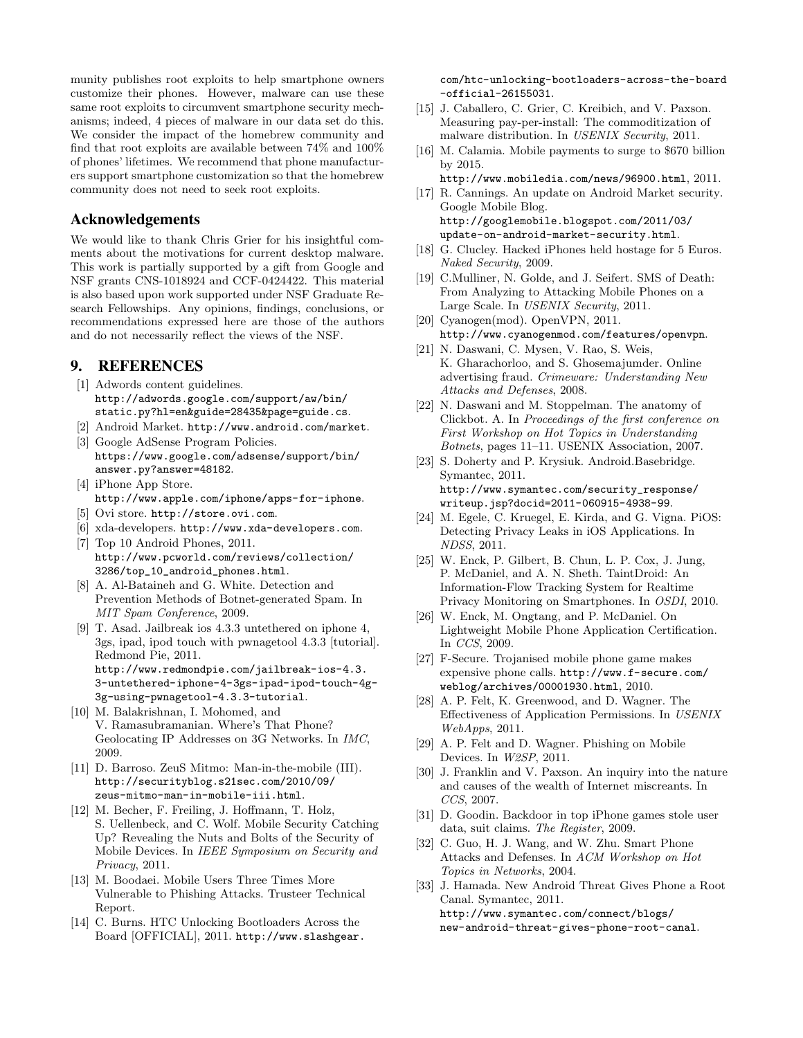munity publishes root exploits to help smartphone owners customize their phones. However, malware can use these same root exploits to circumvent smartphone security mechanisms; indeed, 4 pieces of malware in our data set do this. We consider the impact of the homebrew community and find that root exploits are available between 74% and 100% of phones' lifetimes. We recommend that phone manufacturers support smartphone customization so that the homebrew community does not need to seek root exploits.

## Acknowledgements

We would like to thank Chris Grier for his insightful comments about the motivations for current desktop malware. This work is partially supported by a gift from Google and NSF grants CNS-1018924 and CCF-0424422. This material is also based upon work supported under NSF Graduate Research Fellowships. Any opinions, findings, conclusions, or recommendations expressed here are those of the authors and do not necessarily reflect the views of the NSF.

## 9. REFERENCES

[1] Adwords content guidelines. http://adwords.google.com/support/aw/bin/static.py?hl=en&guide=28435&page=guide.cs.

[2] Android Market. http://www.android.com/market.

[3] Google AdSense Program Policies. https://www.google.com/adsense/support/bin/answer.py?answer=48182.

[4] iPhone App Store. http://www.apple.com/iphone/apps-for-iphone.

[5] Ovi store. http://store.ovi.com.

[6] xda-developers. http://www.xda-developers.com.

[7] Top 10 Android Phones, 2011. http://www.pcworld.com/reviews/collection/3286/top_10_android_phones.html.

[8] A. Al-Bataineh and G. White. Detection and Prevention Methods of Botnet-generated Spam. In *MIT Spam Conference*, 2009.

[9] T. Asad. Jailbreak ios 4.3.3 untethered on iphone 4, 3gs, ipad, ipod touch with pwnagetool 4.3.3 [tutorial]. Redmond Pie, 2011. http://www.redmondpie.com/jailbreak-ios-4.3.3-untethered-iphone-4-3gs-ipad-ipod-touch-4g-3g-using-pwnagetool-4.3.3-tutorial.

[10] M. Balakrishnan, I. Mohomed, and V. Ramasubramanian. Where's That Phone? Geolocating IP Addresses on 3G Networks. In *IMC*, 2009.

[11] D. Barroso. ZeuS Mitmo: Man-in-the-mobile (III). http://securityblog.s21sec.com/2010/09/zeus-mitmo-man-in-mobile-iii.html.

[12] M. Becher, F. Freiling, J. Hoffmann, T. Holz, S. Uellenbeck, and C. Wolf. Mobile Security Catching Up? Revealing the Nuts and Bolts of the Security of Mobile Devices. In *IEEE Symposium on Security and Privacy*, 2011.

[13] M. Boodaei. Mobile Users Three Times More Vulnerable to Phishing Attacks. Trusteer Technical Report.

[14] C. Burns. HTC Unlocking Bootloaders Across the Board [OFFICIAL], 2011. http://www.slashgear.com/htc-unlocking-bootloaders-across-the-board-official-26155031.

[15] J. Caballero, C. Grier, C. Kreibich, and V. Paxson. Measuring pay-per-install: The commoditization of malware distribution. In *USENIX Security*, 2011.

[16] M. Calamia. Mobile payments to surge to $670 billion by 2015. http://www.mobiledia.com/news/96900.html, 2011.

[17] R. Cannings. An update on Android Market security. Google Mobile Blog. http://googlemobile.blogspot.com/2011/03/update-on-android-market-security.html.

[18] G. Clucley. Hacked iPhones held hostage for 5 Euros. *Naked Security*, 2009.

[19] C.Mulliner, N. Golde, and J. Seifert. SMS of Death: From Analyzing to Attacking Mobile Phones on a Large Scale. In *USENIX Security*, 2011.

[20] Cyanogen(mod). OpenVPN, 2011. http://www.cyanogenmod.com/features/openvpn.

[21] N. Daswani, C. Mysen, V. Rao, S. Weis, K. Gharachorloo, and S. Ghosemajumder. Online advertising fraud. *Crimeware: Understanding New Attacks and Defenses*, 2008.

[22] N. Daswani and M. Stoppelman. The anatomy of Clickbot. A. In *Proceedings of the first conference on First Workshop on Hot Topics in Understanding Botnets*, pages 11–11. USENIX Association, 2007.

[23] S. Doherty and P. Krysiuk. Android.Basebridge. Symantec, 2011. http://www.symantec.com/security_response/writeup.jsp?docid=2011-060915-4938-99.

[24] M. Egele, C. Kruegel, E. Kirda, and G. Vigna. PiOS: Detecting Privacy Leaks in iOS Applications. In *NDSS*, 2011.

[25] W. Enck, P. Gilbert, B. Chun, L. P. Cox, J. Jung, P. McDaniel, and A. N. Sheth. TaintDroid: An Information-Flow Tracking System for Realtime Privacy Monitoring on Smartphones. In *OSDI*, 2010.

[26] W. Enck, M. Ongtang, and P. McDaniel. On Lightweight Mobile Phone Application Certification. In *CCS*, 2009.

[27] F-Secure. Trojanised mobile phone game makes expensive phone calls. http://www.f-secure.com/weblog/archives/00001930.html, 2010.

[28] A. P. Felt, K. Greenwood, and D. Wagner. The Effectiveness of Application Permissions. In *USENIX WebApps*, 2011.

[29] A. P. Felt and D. Wagner. Phishing on Mobile Devices. In *W2SP*, 2011.

[30] J. Franklin and V. Paxson. An inquiry into the nature and causes of the wealth of Internet miscreants. In *CCS*, 2007.

[31] D. Goodin. Backdoor in top iPhone games stole user data, suit claims. *The Register*, 2009.

[32] C. Guo, H. J. Wang, and W. Zhu. Smart Phone Attacks and Defenses. In *ACM Workshop on Hot Topics in Networks*, 2004.

[33] J. Hamada. New Android Threat Gives Phone a Root Canal. Symantec, 2011. http://www.symantec.com/connect/blogs/new-android-threat-gives-phone-root-canal.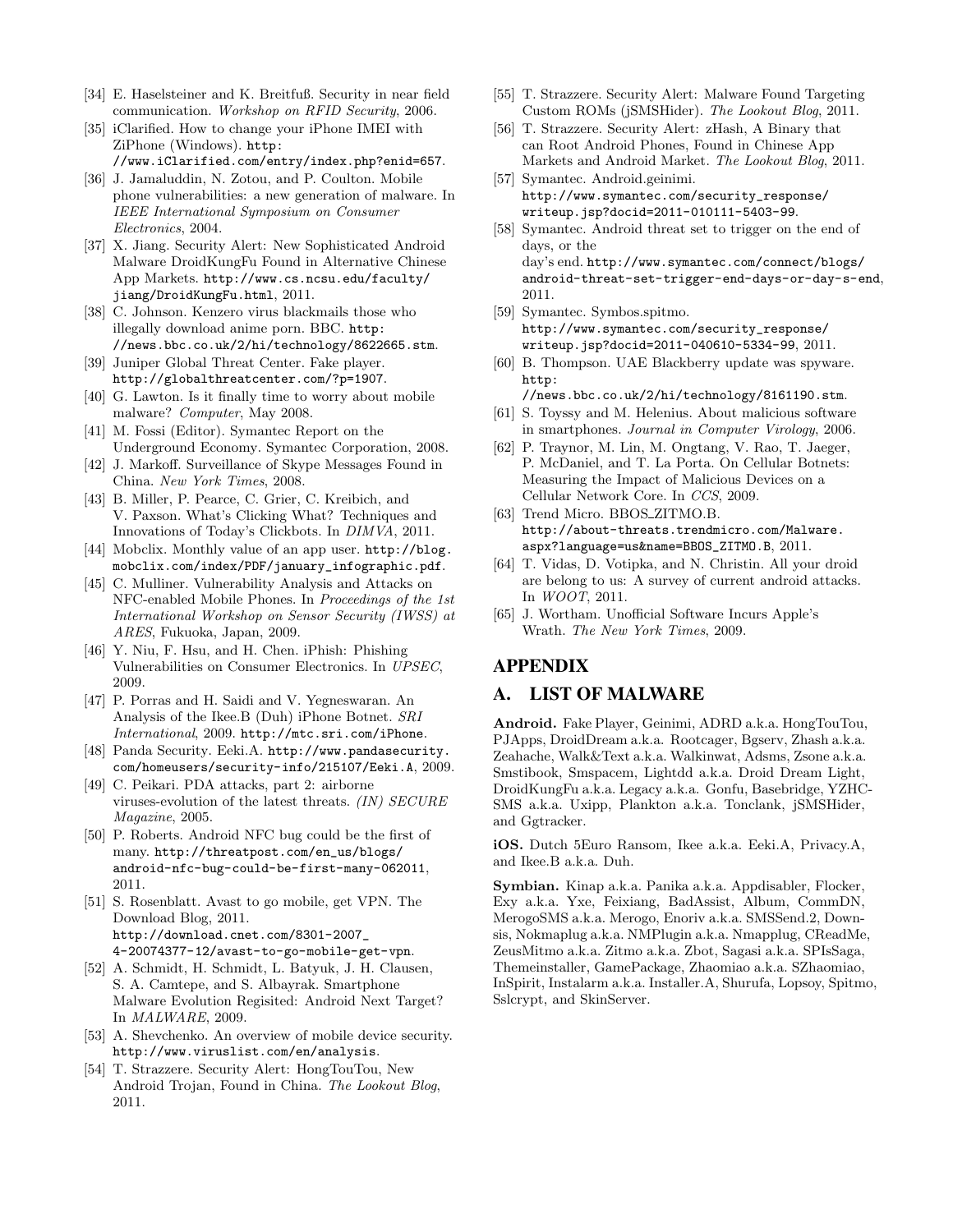[34] E. Haselsteiner and K. Breitfuß. Security in near field communication. *Workshop on RFID Security*, 2006.

[35] iClarified. How to change your iPhone IMEI with ZiPhone (Windows). http://www.iClarified.com/entry/index.php?enid=657.

[36] J. Jamaluddin, N. Zotou, and P. Coulton. Mobile phone vulnerabilities: a new generation of malware. In *IEEE International Symposium on Consumer Electronics*, 2004.

[37] X. Jiang. Security Alert: New Sophisticated Android Malware DroidKungFu Found in Alternative Chinese App Markets. http://www.cs.ncsu.edu/faculty/jiang/DroidKungFu.html, 2011.

[38] C. Johnson. Kenzero virus blackmails those who illegally download anime porn. BBC. http://news.bbc.co.uk/2/hi/technology/8622665.stm.

[39] Juniper Global Threat Center. Fake player. http://globalthreatcenter.com/?p=1907.

[40] G. Lawton. Is it finally time to worry about mobile malware? *Computer*, May 2008.

[41] M. Fossi (Editor). Symantec Report on the Underground Economy. Symantec Corporation, 2008.

[42] J. Markoff. Surveillance of Skype Messages Found in China. *New York Times*, 2008.

[43] B. Miller, P. Pearce, C. Grier, C. Kreibich, and V. Paxson. What's Clicking What? Techniques and Innovations of Today's Clickbots. In *DIMVA*, 2011.

[44] Mobclix. Monthly value of an app user. http://blog.mobclix.com/index/PDF/january_infographic.pdf.

[45] C. Mulliner. Vulnerability Analysis and Attacks on NFC-enabled Mobile Phones. In *Proceedings of the 1st International Workshop on Sensor Security (IWSS) at ARES*, Fukuoka, Japan, 2009.

[46] Y. Niu, F. Hsu, and H. Chen. iPhish: Phishing Vulnerabilities on Consumer Electronics. In *UPSEC*, 2009.

[47] P. Porras and H. Saidi and V. Yegneswaran. An Analysis of the Ikee.B (Duh) iPhone Botnet. *SRI International*, 2009. http://mtc.sri.com/iPhone.

[48] Panda Security. Eeki.A. http://www.pandasecurity.com/homeusers/security-info/215107/Eeki.A, 2009.

[49] C. Peikari. PDA attacks, part 2: airborne viruses-evolution of the latest threats. *(IN) SECURE Magazine*, 2005.

[50] P. Roberts. Android NFC bug could be the first of many. http://threatpost.com/en_us/blogs/android-nfc-bug-could-be-first-many-062011, 2011.

[51] S. Rosenblatt. Avast to go mobile, get VPN. The Download Blog, 2011. http://download.cnet.com/8301-2007_4-20074377-12/avast-to-go-mobile-get-vpn.

[52] A. Schmidt, H. Schmidt, L. Batyuk, J. H. Clausen, S. A. Camtepe, and S. Albayrak. Smartphone Malware Evolution Regisited: Android Next Target? In *MALWARE*, 2009.

[53] A. Shevchenko. An overview of mobile device security. http://www.viruslist.com/en/analysis.

[54] T. Strazzere. Security Alert: HongTouTou, New Android Trojan, Found in China. *The Lookout Blog*, 2011.

[55] T. Strazzere. Security Alert: Malware Found Targeting Custom ROMs (jSMSHider). *The Lookout Blog*, 2011.

[56] T. Strazzere. Security Alert: zHash, A Binary that can Root Android Phones, Found in Chinese App Markets and Android Market. *The Lookout Blog*, 2011.

[57] Symantec. Android.geinimi. http://www.symantec.com/security_response/writeup.jsp?docid=2011-010111-5403-99.

[58] Symantec. Android threat set to trigger on the end of days, or the day's end. http://www.symantec.com/connect/blogs/android-threat-set-trigger-end-days-or-day-s-end, 2011.

[59] Symantec. Symbos.spitmo. http://www.symantec.com/security_response/writeup.jsp?docid=2011-040610-5334-99, 2011.

[60] B. Thompson. UAE Blackberry update was spyware. http://news.bbc.co.uk/2/hi/technology/8161190.stm.

[61] S. Toyssy and M. Helenius. About malicious software in smartphones. *Journal in Computer Virology*, 2006.

[62] P. Traynor, M. Lin, M. Ongtang, V. Rao, T. Jaeger, P. McDaniel, and T. La Porta. On Cellular Botnets: Measuring the Impact of Malicious Devices on a Cellular Network Core. In *CCS*, 2009.

[63] Trend Micro. BBOS_ZITMO.B. http://about-threats.trendmicro.com/Malware.aspx?language=us&name=BBOS_ZITMO.B, 2011.

[64] T. Vidas, D. Votipka, and N. Christin. All your droid are belong to us: A survey of current android attacks. In *WOOT*, 2011.

[65] J. Wortham. Unofficial Software Incurs Apple's Wrath. *The New York Times*, 2009.

# APPENDIX

## A. LIST OF MALWARE

**Android.** Fake Player, Geinimi, ADRD a.k.a. HongTouTou, PJApps, DroidDream a.k.a. Rootcager, Bgserv, Zhash a.k.a. Zeahache, Walk&Text a.k.a. Walkinwat, Adsms, Zsone a.k.a. Smstibook, Smspacem, Lightdd a.k.a. Droid Dream Light, DroidKungFu a.k.a. Legacy a.k.a. Gonfu, Basebridge, YZHC-SMS a.k.a. Uxipp, Plankton a.k.a. Tonclank, jSMSHider, and Ggtracker.

**iOS.** Dutch 5Euro Ransom, Ikee a.k.a. Eeki.A, Privacy.A, and Ikee.B a.k.a. Duh.

**Symbian.** Kinap a.k.a. Panika a.k.a. Appdisabler, Flocker, Exy a.k.a. Yxe, Feixiang, BadAssist, Album, CommDN, MerogoSMS a.k.a. Merogo, Enoriv a.k.a. SMSSend.2, Downsis, Nokmaplug a.k.a. NMPlugin a.k.a. Nmapplug, CReadMe, ZeusMitmo a.k.a. Zitmo a.k.a. Zbot, Sagasi a.k.a. SPIsSaga, Themeinstaller, GamePackage, Zhaomiao a.k.a. SZhaomiao, InSpirit, Instalarm a.k.a. Installer.A, Shurufa, Lopsoy, Spitmo, Sslcrypt, and SkinServer.